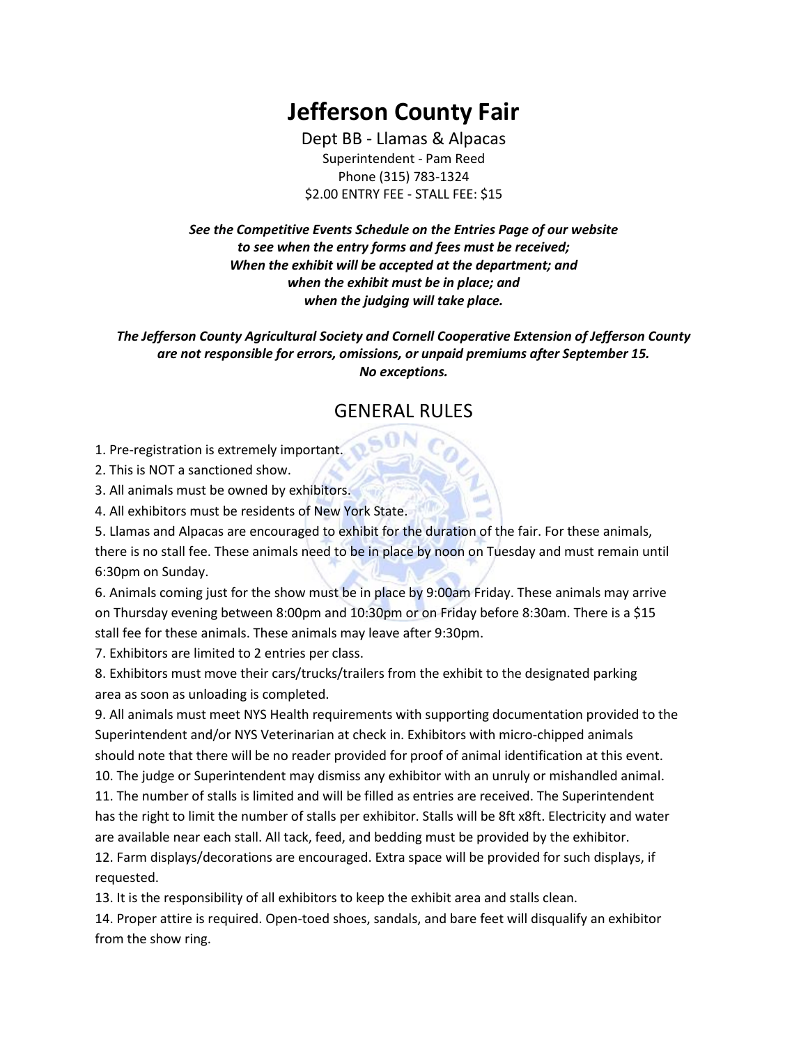# Jefferson County Fair

Dept BB - Llamas & Alpacas

Superintendent - Pam Reed

Phone (315) 783-1324

$2.00 ENTRY FEE - STALL FEE: $15

***See the Competitive Events Schedule on the Entries Page of our website to see when the entry forms and fees must be received; When the exhibit will be accepted at the department; and when the exhibit must be in place; and when the judging will take place.***

***The Jefferson County Agricultural Society and Cornell Cooperative Extension of Jefferson County are not responsible for errors, omissions, or unpaid premiums after September 15. No exceptions.***

## GENERAL RULES

1. Pre-registration is extremely important.
2. This is NOT a sanctioned show.
3. All animals must be owned by exhibitors.
4. All exhibitors must be residents of New York State.
5. Llamas and Alpacas are encouraged to exhibit for the duration of the fair. For these animals, there is no stall fee. These animals need to be in place by noon on Tuesday and must remain until 6:30pm on Sunday.
6. Animals coming just for the show must be in place by 9:00am Friday. These animals may arrive on Thursday evening between 8:00pm and 10:30pm or on Friday before 8:30am. There is a $15 stall fee for these animals. These animals may leave after 9:30pm.
7. Exhibitors are limited to 2 entries per class.
8. Exhibitors must move their cars/trucks/trailers from the exhibit to the designated parking area as soon as unloading is completed.
9. All animals must meet NYS Health requirements with supporting documentation provided to the Superintendent and/or NYS Veterinarian at check in. Exhibitors with micro-chipped animals should note that there will be no reader provided for proof of animal identification at this event.
10. The judge or Superintendent may dismiss any exhibitor with an unruly or mishandled animal.
11. The number of stalls is limited and will be filled as entries are received. The Superintendent has the right to limit the number of stalls per exhibitor. Stalls will be 8ft x8ft. Electricity and water are available near each stall. All tack, feed, and bedding must be provided by the exhibitor.
12. Farm displays/decorations are encouraged. Extra space will be provided for such displays, if requested.
13. It is the responsibility of all exhibitors to keep the exhibit area and stalls clean.
14. Proper attire is required. Open-toed shoes, sandals, and bare feet will disqualify an exhibitor from the show ring.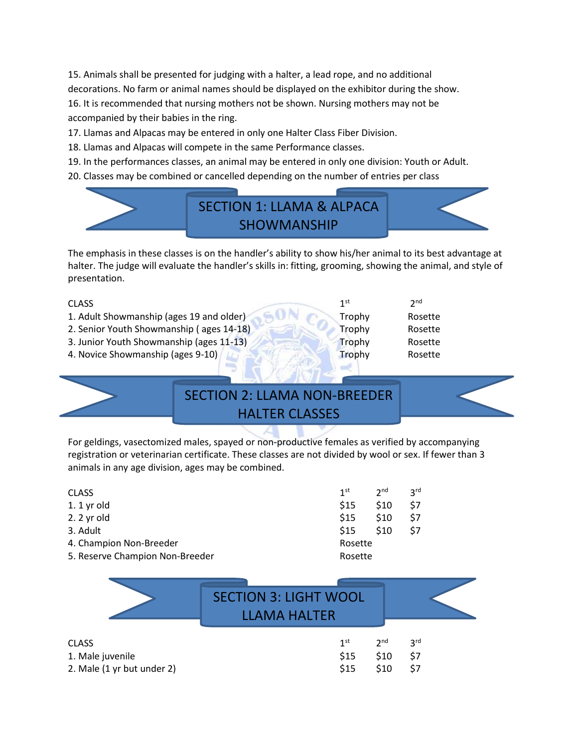15. Animals shall be presented for judging with a halter, a lead rope, and no additional decorations. No farm or animal names should be displayed on the exhibitor during the show.
16. It is recommended that nursing mothers not be shown. Nursing mothers may not be accompanied by their babies in the ring.
17. Llamas and Alpacas may be entered in only one Halter Class Fiber Division.
18. Llamas and Alpacas will compete in the same Performance classes.
19. In the performances classes, an animal may be entered in only one division: Youth or Adult.
20. Classes may be combined or cancelled depending on the number of entries per class

## SECTION 1: LLAMA & ALPACA SHOWMANSHIP

The emphasis in these classes is on the handler's ability to show his/her animal to its best advantage at halter. The judge will evaluate the handler's skills in: fitting, grooming, showing the animal, and style of presentation.

| CLASS | 1st | 2nd |
|---|---|---|
| 1. Adult Showmanship (ages 19 and older) | Trophy | Rosette |
| 2. Senior Youth Showmanship ( ages 14-18) | Trophy | Rosette |
| 3. Junior Youth Showmanship (ages 11-13) | Trophy | Rosette |
| 4. Novice Showmanship (ages 9-10) | Trophy | Rosette |

## SECTION 2: LLAMA NON-BREEDER HALTER CLASSES

For geldings, vasectomized males, spayed or non-productive females as verified by accompanying registration or veterinarian certificate. These classes are not divided by wool or sex. If fewer than 3 animals in any age division, ages may be combined.

| CLASS | 1st | 2nd | 3rd |
|---|---|---|---|
| 1. 1 yr old | $15 | $10 | $7 |
| 2. 2 yr old | $15 | $10 | $7 |
| 3. Adult | $15 | $10 | $7 |
| 4. Champion Non-Breeder | Rosette | | |
| 5. Reserve Champion Non-Breeder | Rosette | | |

## SECTION 3: LIGHT WOOL LLAMA HALTER

| CLASS | 1st | 2nd | 3rd |
|---|---|---|---|
| 1. Male juvenile | $15 | $10 | $7 |
| 2. Male (1 yr but under 2) | $15 | $10 | $7 |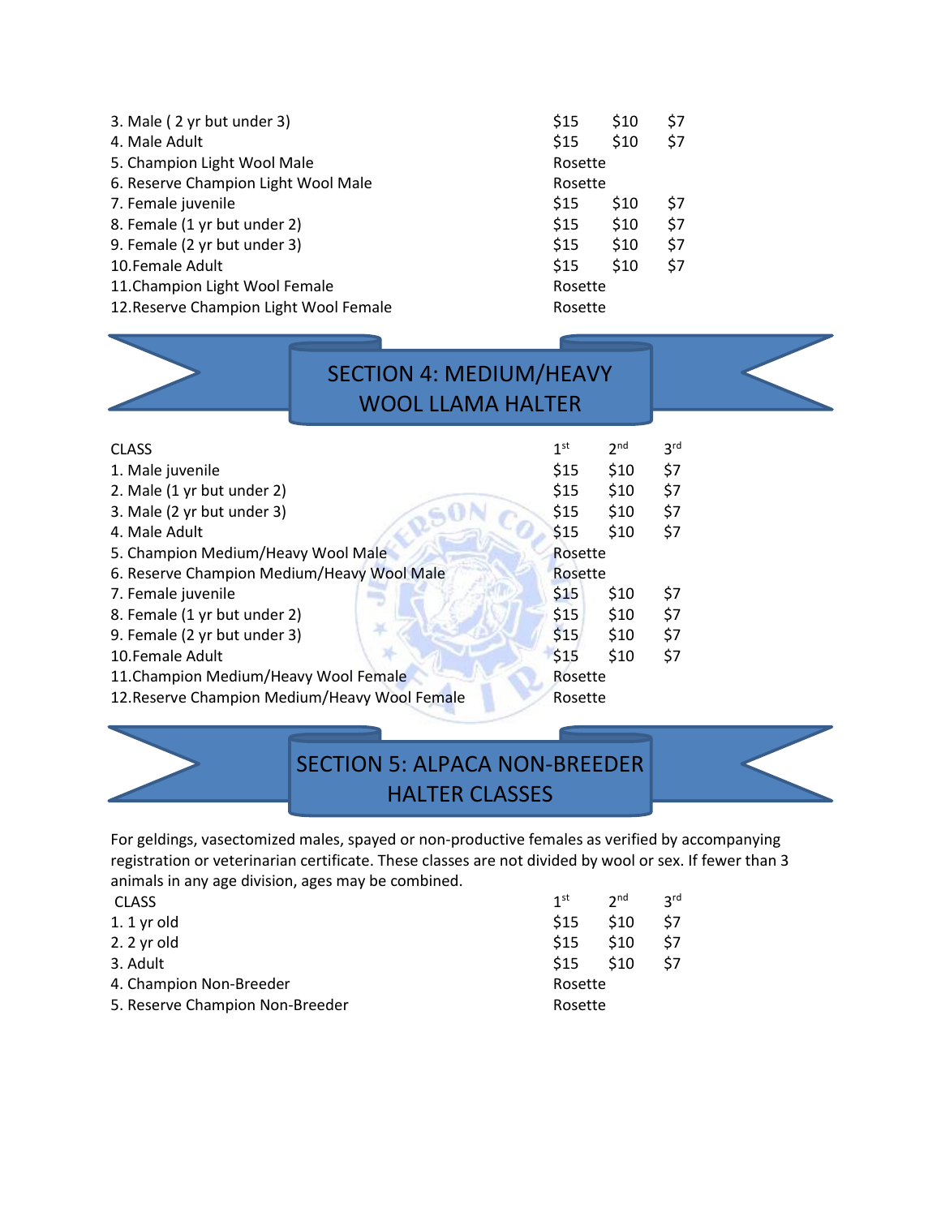| | | | |
|---|---|---|---|
| 3. Male ( 2 yr but under 3) | $15 | $10 | $7 |
| 4. Male Adult | $15 | $10 | $7 |
| 5. Champion Light Wool Male | Rosette | | |
| 6. Reserve Champion Light Wool Male | Rosette | | |
| 7. Female juvenile | $15 | $10 | $7 |
| 8. Female (1 yr but under 2) | $15 | $10 | $7 |
| 9. Female (2 yr but under 3) | $15 | $10 | $7 |
| 10.Female Adult | $15 | $10 | $7 |
| 11.Champion Light Wool Female | Rosette | | |
| 12.Reserve Champion Light Wool Female | Rosette | | |

## SECTION 4: MEDIUM/HEAVY WOOL LLAMA HALTER

| CLASS | 1st | 2nd | 3rd |
|---|---|---|---|
| 1. Male juvenile | $15 | $10 | $7 |
| 2. Male (1 yr but under 2) | $15 | $10 | $7 |
| 3. Male (2 yr but under 3) | $15 | $10 | $7 |
| 4. Male Adult | $15 | $10 | $7 |
| 5. Champion Medium/Heavy Wool Male | Rosette | | |
| 6. Reserve Champion Medium/Heavy Wool Male | Rosette | | |
| 7. Female juvenile | $15 | $10 | $7 |
| 8. Female (1 yr but under 2) | $15 | $10 | $7 |
| 9. Female (2 yr but under 3) | $15 | $10 | $7 |
| 10.Female Adult | $15 | $10 | $7 |
| 11.Champion Medium/Heavy Wool Female | Rosette | | |
| 12.Reserve Champion Medium/Heavy Wool Female | Rosette | | |

## SECTION 5: ALPACA NON-BREEDER HALTER CLASSES

For geldings, vasectomized males, spayed or non-productive females as verified by accompanying registration or veterinarian certificate. These classes are not divided by wool or sex. If fewer than 3 animals in any age division, ages may be combined.

| CLASS | 1st | 2nd | 3rd |
|---|---|---|---|
| 1. 1 yr old | $15 | $10 | $7 |
| 2. 2 yr old | $15 | $10 | $7 |
| 3. Adult | $15 | $10 | $7 |
| 4. Champion Non-Breeder | Rosette | | |
| 5. Reserve Champion Non-Breeder | Rosette | | |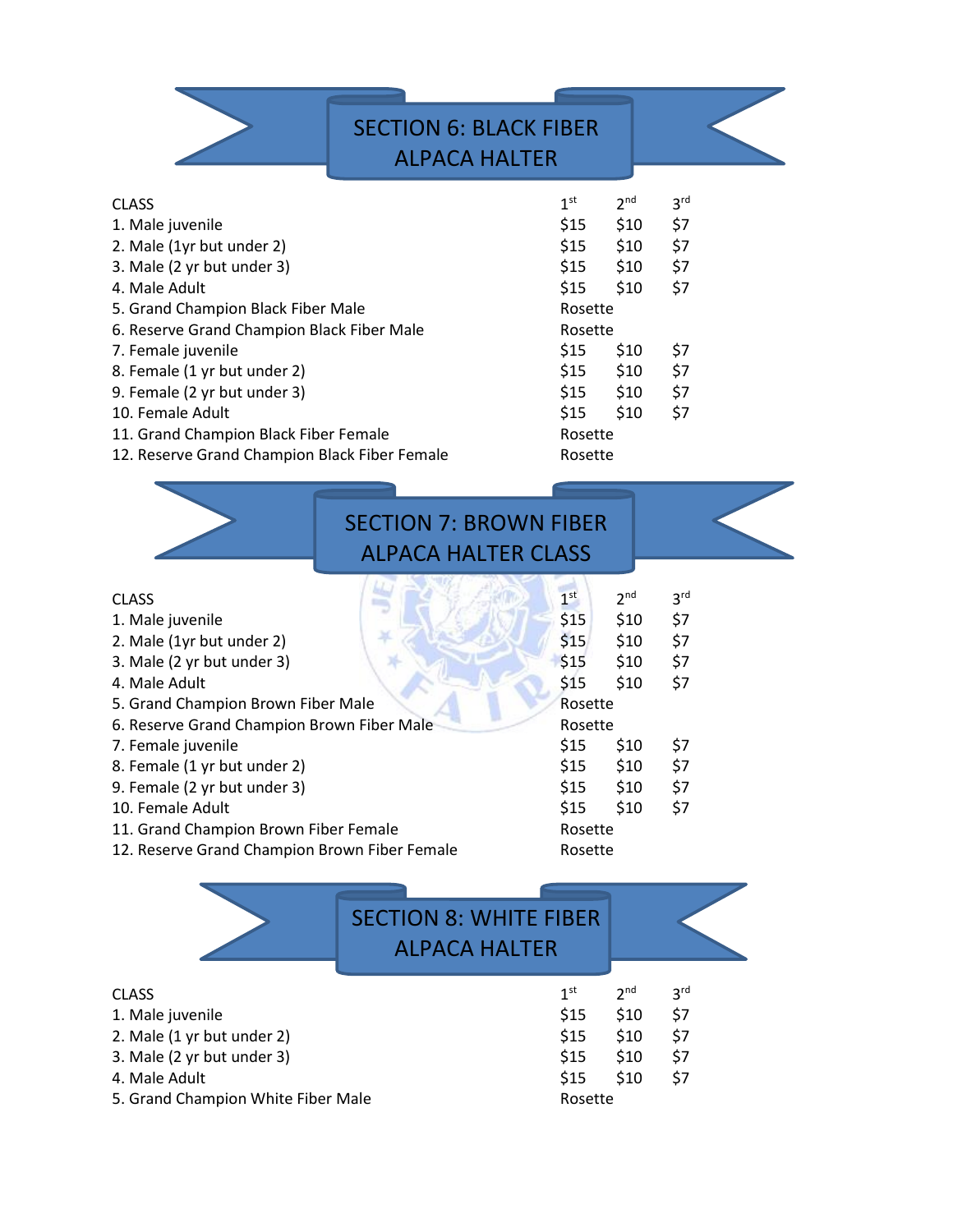## SECTION 6: BLACK FIBER ALPACA HALTER

| CLASS | 1st | 2nd | 3rd |
|---|---|---|---|
| 1. Male juvenile | $15 | $10 | $7 |
| 2. Male (1yr but under 2) | $15 | $10 | $7 |
| 3. Male (2 yr but under 3) | $15 | $10 | $7 |
| 4. Male Adult | $15 | $10 | $7 |
| 5. Grand Champion Black Fiber Male | Rosette | | |
| 6. Reserve Grand Champion Black Fiber Male | Rosette | | |
| 7. Female juvenile | $15 | $10 | $7 |
| 8. Female (1 yr but under 2) | $15 | $10 | $7 |
| 9. Female (2 yr but under 3) | $15 | $10 | $7 |
| 10. Female Adult | $15 | $10 | $7 |
| 11. Grand Champion Black Fiber Female | Rosette | | |
| 12. Reserve Grand Champion Black Fiber Female | Rosette | | |

## SECTION 7: BROWN FIBER ALPACA HALTER CLASS

| CLASS | 1st | 2nd | 3rd |
|---|---|---|---|
| 1. Male juvenile | $15 | $10 | $7 |
| 2. Male (1yr but under 2) | $15 | $10 | $7 |
| 3. Male (2 yr but under 3) | $15 | $10 | $7 |
| 4. Male Adult | $15 | $10 | $7 |
| 5. Grand Champion Brown Fiber Male | Rosette | | |
| 6. Reserve Grand Champion Brown Fiber Male | Rosette | | |
| 7. Female juvenile | $15 | $10 | $7 |
| 8. Female (1 yr but under 2) | $15 | $10 | $7 |
| 9. Female (2 yr but under 3) | $15 | $10 | $7 |
| 10. Female Adult | $15 | $10 | $7 |
| 11. Grand Champion Brown Fiber Female | Rosette | | |
| 12. Reserve Grand Champion Brown Fiber Female | Rosette | | |

## SECTION 8: WHITE FIBER ALPACA HALTER

| CLASS | 1st | 2nd | 3rd |
|---|---|---|---|
| 1. Male juvenile | $15 | $10 | $7 |
| 2. Male (1 yr but under 2) | $15 | $10 | $7 |
| 3. Male (2 yr but under 3) | $15 | $10 | $7 |
| 4. Male Adult | $15 | $10 | $7 |
| 5. Grand Champion White Fiber Male | Rosette | | |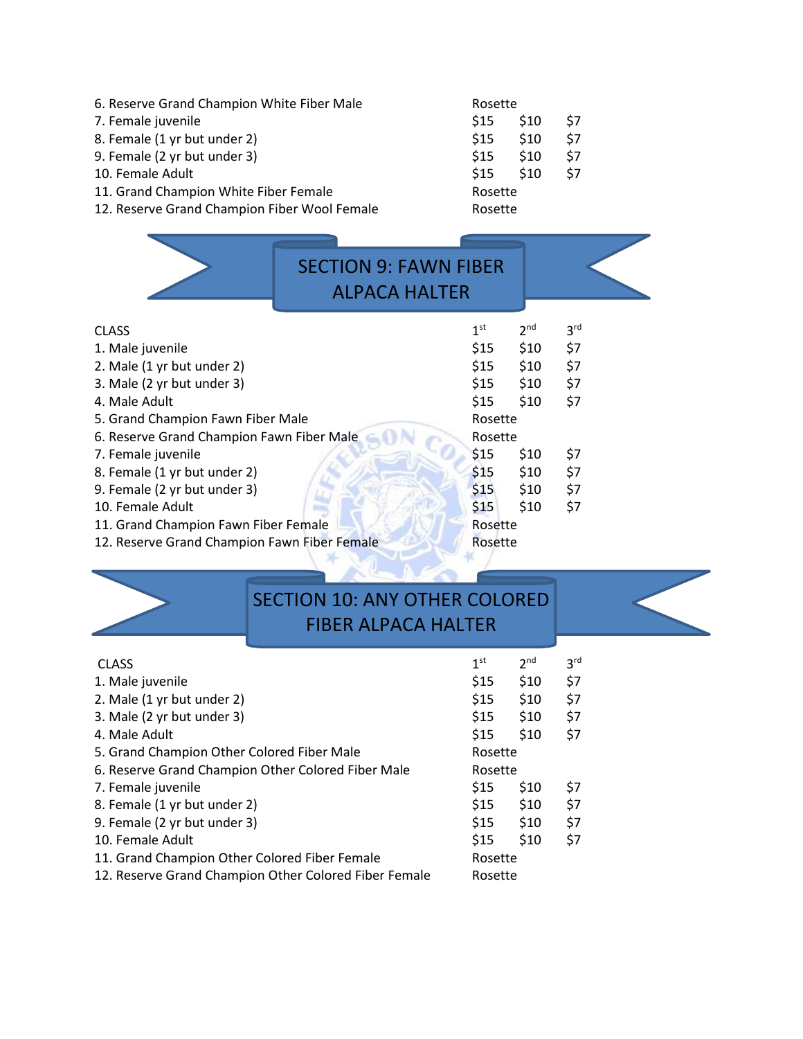| | | | |
|---|---|---|---|
| 6. Reserve Grand Champion White Fiber Male | Rosette | | |
| 7. Female juvenile | $15 | $10 | $7 |
| 8. Female (1 yr but under 2) | $15 | $10 | $7 |
| 9. Female (2 yr but under 3) | $15 | $10 | $7 |
| 10. Female Adult | $15 | $10 | $7 |
| 11. Grand Champion White Fiber Female | Rosette | | |
| 12. Reserve Grand Champion Fiber Wool Female | Rosette | | |

## SECTION 9: FAWN FIBER ALPACA HALTER

| CLASS | 1st | 2nd | 3rd |
|---|---|---|---|
| 1. Male juvenile | $15 | $10 | $7 |
| 2. Male (1 yr but under 2) | $15 | $10 | $7 |
| 3. Male (2 yr but under 3) | $15 | $10 | $7 |
| 4. Male Adult | $15 | $10 | $7 |
| 5. Grand Champion Fawn Fiber Male | Rosette | | |
| 6. Reserve Grand Champion Fawn Fiber Male | Rosette | | |
| 7. Female juvenile | $15 | $10 | $7 |
| 8. Female (1 yr but under 2) | $15 | $10 | $7 |
| 9. Female (2 yr but under 3) | $15 | $10 | $7 |
| 10. Female Adult | $15 | $10 | $7 |
| 11. Grand Champion Fawn Fiber Female | Rosette | | |
| 12. Reserve Grand Champion Fawn Fiber Female | Rosette | | |

## SECTION 10: ANY OTHER COLORED FIBER ALPACA HALTER

| CLASS | 1st | 2nd | 3rd |
|---|---|---|---|
| 1. Male juvenile | $15 | $10 | $7 |
| 2. Male (1 yr but under 2) | $15 | $10 | $7 |
| 3. Male (2 yr but under 3) | $15 | $10 | $7 |
| 4. Male Adult | $15 | $10 | $7 |
| 5. Grand Champion Other Colored Fiber Male | Rosette | | |
| 6. Reserve Grand Champion Other Colored Fiber Male | Rosette | | |
| 7. Female juvenile | $15 | $10 | $7 |
| 8. Female (1 yr but under 2) | $15 | $10 | $7 |
| 9. Female (2 yr but under 3) | $15 | $10 | $7 |
| 10. Female Adult | $15 | $10 | $7 |
| 11. Grand Champion Other Colored Fiber Female | Rosette | | |
| 12. Reserve Grand Champion Other Colored Fiber Female | Rosette | | |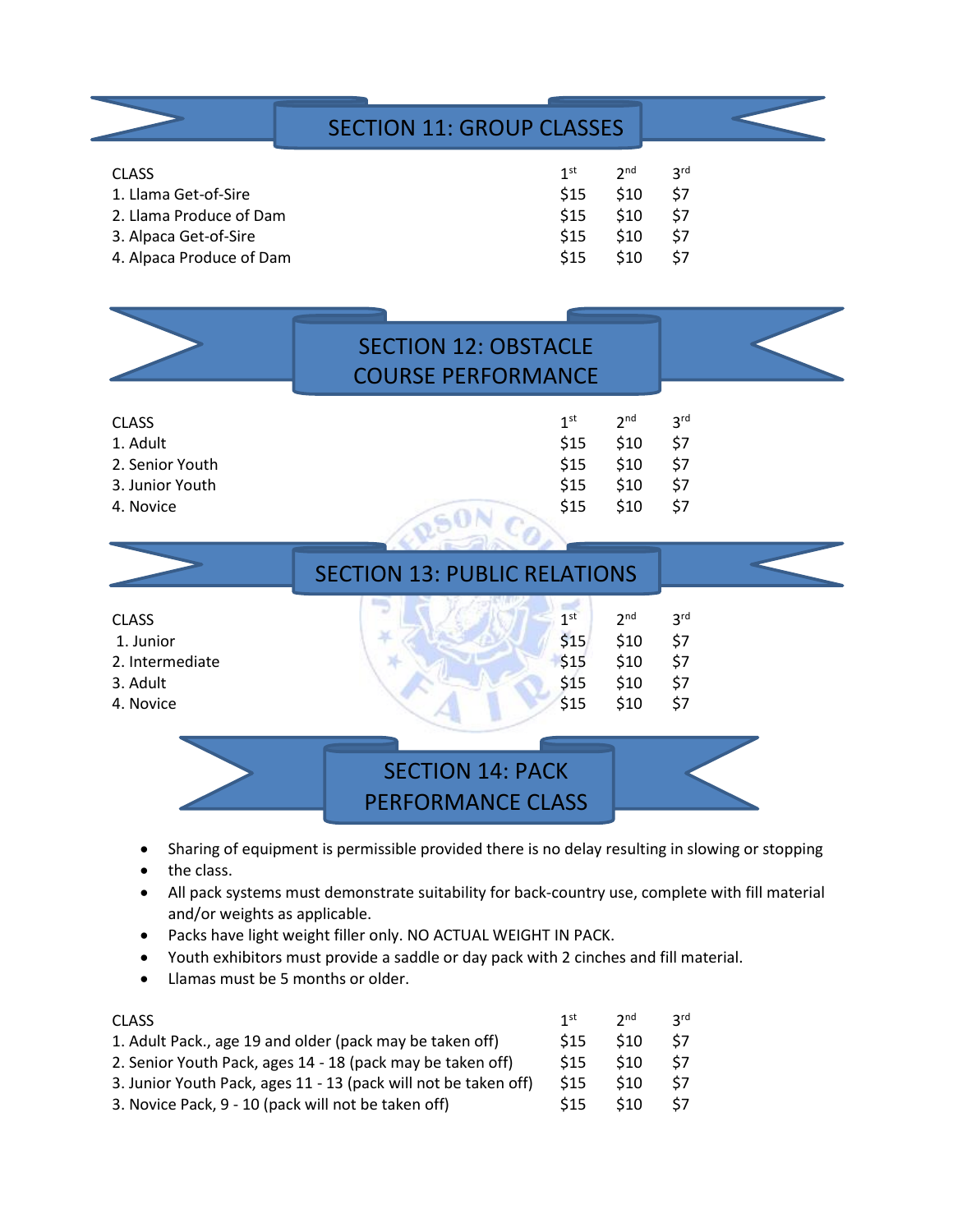## SECTION 11: GROUP CLASSES

| CLASS | 1st | 2nd | 3rd |
|---|---|---|---|
| 1. Llama Get-of-Sire | $15 | $10 | $7 |
| 2. Llama Produce of Dam | $15 | $10 | $7 |
| 3. Alpaca Get-of-Sire | $15 | $10 | $7 |
| 4. Alpaca Produce of Dam | $15 | $10 | $7 |

## SECTION 12: OBSTACLE COURSE PERFORMANCE

| CLASS | 1st | 2nd | 3rd |
|---|---|---|---|
| 1. Adult | $15 | $10 | $7 |
| 2. Senior Youth | $15 | $10 | $7 |
| 3. Junior Youth | $15 | $10 | $7 |
| 4. Novice | $15 | $10 | $7 |

## SECTION 13: PUBLIC RELATIONS

| CLASS | 1st | 2nd | 3rd |
|---|---|---|---|
| 1. Junior | $15 | $10 | $7 |
| 2. Intermediate | $15 | $10 | $7 |
| 3. Adult | $15 | $10 | $7 |
| 4. Novice | $15 | $10 | $7 |

## SECTION 14: PACK PERFORMANCE CLASS

- Sharing of equipment is permissible provided there is no delay resulting in slowing or stopping
- the class.
- All pack systems must demonstrate suitability for back-country use, complete with fill material and/or weights as applicable.
- Packs have light weight filler only. NO ACTUAL WEIGHT IN PACK.
- Youth exhibitors must provide a saddle or day pack with 2 cinches and fill material.
- Llamas must be 5 months or older.

| CLASS | 1st | 2nd | 3rd |
|---|---|---|---|
| 1. Adult Pack., age 19 and older (pack may be taken off) | $15 | $10 | $7 |
| 2. Senior Youth Pack, ages 14 - 18 (pack may be taken off) | $15 | $10 | $7 |
| 3. Junior Youth Pack, ages 11 - 13 (pack will not be taken off) | $15 | $10 | $7 |
| 3. Novice Pack, 9 - 10 (pack will not be taken off) | $15 | $10 | $7 |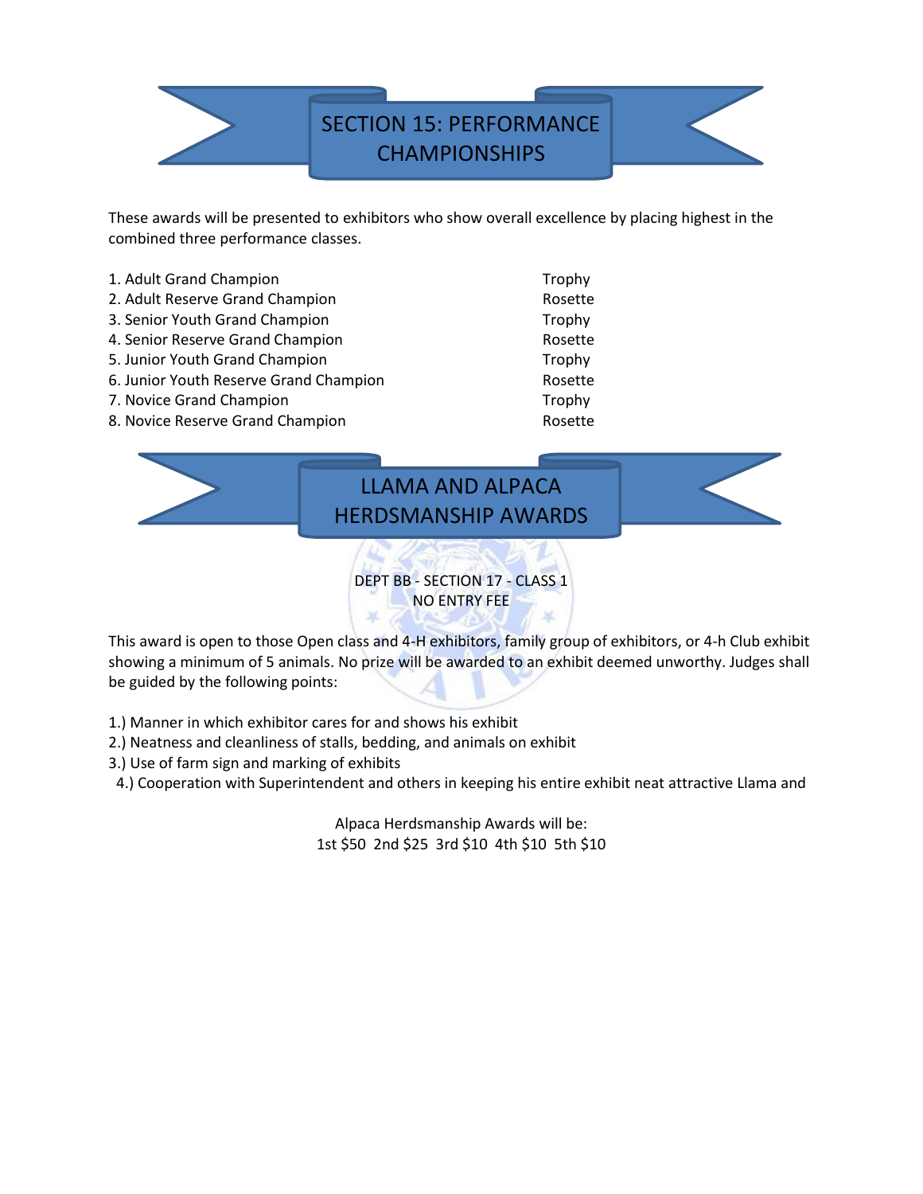# SECTION 15: PERFORMANCE CHAMPIONSHIPS

These awards will be presented to exhibitors who show overall excellence by placing highest in the combined three performance classes.

| | |
|---|---|
| 1. Adult Grand Champion | Trophy |
| 2. Adult Reserve Grand Champion | Rosette |
| 3. Senior Youth Grand Champion | Trophy |
| 4. Senior Reserve Grand Champion | Rosette |
| 5. Junior Youth Grand Champion | Trophy |
| 6. Junior Youth Reserve Grand Champion | Rosette |
| 7. Novice Grand Champion | Trophy |
| 8. Novice Reserve Grand Champion | Rosette |

# LLAMA AND ALPACA HERDSMANSHIP AWARDS

DEPT BB - SECTION 17 - CLASS 1
NO ENTRY FEE

This award is open to those Open class and 4-H exhibitors, family group of exhibitors, or 4-h Club exhibit showing a minimum of 5 animals. No prize will be awarded to an exhibit deemed unworthy. Judges shall be guided by the following points:

1.) Manner in which exhibitor cares for and shows his exhibit
2.) Neatness and cleanliness of stalls, bedding, and animals on exhibit
3.) Use of farm sign and marking of exhibits
4.) Cooperation with Superintendent and others in keeping his entire exhibit neat attractive Llama and

Alpaca Herdsmanship Awards will be:
1st $50 2nd $25 3rd $10 4th $10 5th $10